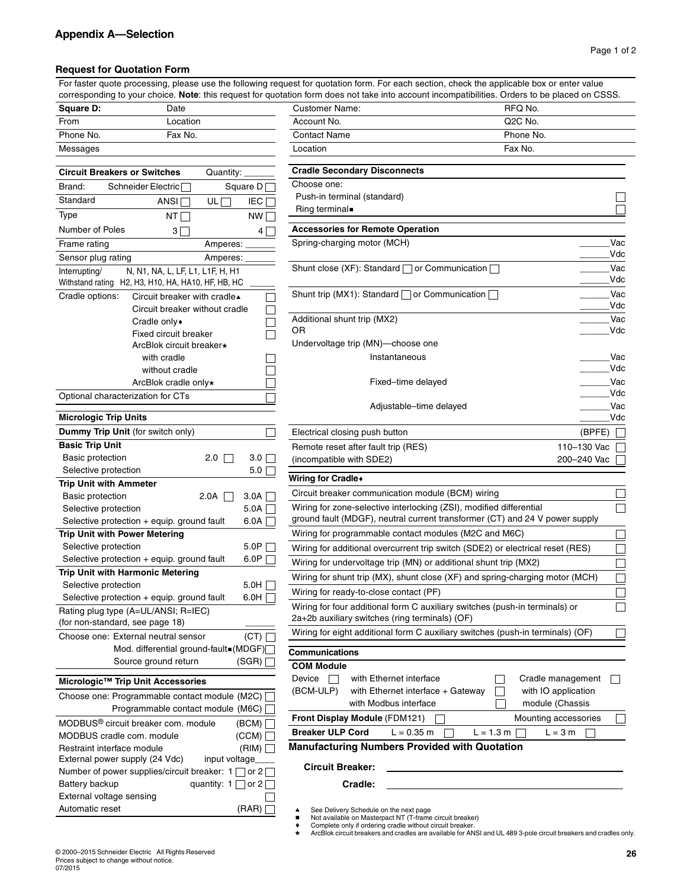## Appendix A—Selection

### Request for Quotation Form

For faster quote processing, please use the following request for quotation form. For each section, check the applicable box or enter value corresponding to your choice. **Note**: this request for quotation form does not take into account incompatibilities. Orders to be placed on CSSS.

| Square D: | Date |
|---|---|
| From | Location |
| Phone No. | Fax No. |
| Messages | |

| **Circuit Breakers or Switches** | | Quantity: ______ |
|---|---|---|
| Brand: | Schneider Electric ☐ | Square D ☐ |
| Standard | ANSI ☐ UL ☐ | IEC ☐ |
| Type | NT ☐ | NW ☐ |
| Number of Poles | 3 ☐ | 4 ☐ |
| Frame rating | | Amperes: ______ |
| Sensor plug rating | | Amperes: ______ |
| Interrupting/ Withstand rating | N, N1, NA, L, LF, L1, L1F, H, H1 H2, H3, H10, HA, HA10, HF, HB, HC | ______ |
| Cradle options: | Circuit breaker with cradle▲ | ☐ |
| | Circuit breaker without cradle | ☐ |
| | Cradle only♦ | ☐ |
| | Fixed circuit breaker | ☐ |
| | ArcBlok circuit breaker★ | |
| | with cradle | ☐ |
| | without cradle | ☐ |
| | ArcBlok cradle only★ | ☐ |
| Optional characterization for CTs | | ☐ |

| **Micrologic Trip Units** | | |
|---|---|---|
| **Dummy Trip Unit** (for switch only) | | ☐ |
| **Basic Trip Unit** | | |
| Basic protection | 2.0 ☐ | 3.0 ☐ |
| Selective protection | | 5.0 ☐ |
| **Trip Unit with Ammeter** | | |
| Basic protection | 2.0A ☐ | 3.0A ☐ |
| Selective protection | | 5.0A ☐ |
| Selective protection + equip. ground fault | | 6.0A ☐ |
| **Trip Unit with Power Metering** | | |
| Selective protection | | 5.0P ☐ |
| Selective protection + equip. ground fault | | 6.0P ☐ |
| **Trip Unit with Harmonic Metering** | | |
| Selective protection | | 5.0H ☐ |
| Selective protection + equip. ground fault | | 6.0H ☐ |
| Rating plug type (A=UL/ANSI; R=IEC) (for non-standard, see page 18) | | ______ |
| Choose one: External neutral sensor | | (CT) ☐ |
| Mod. differential ground-fault■ | | (MDGF) ☐ |
| Source ground return | | (SGR) ☐ |

| **Micrologic™ Trip Unit Accessories** | |
|---|---|
| Choose one: Programmable contact module | (M2C) ☐ |
| Programmable contact module | (M6C) ☐ |
| MODBUS® circuit breaker com. module | (BCM) ☐ |
| MODBUS cradle com. module | (CCM) ☐ |
| Restraint interface module | (RIM) ☐ |
| External power supply (24 Vdc) | input voltage____ |
| Number of power supplies/circuit breaker: | 1 ☐ or 2 ☐ |
| Battery backup | quantity: 1 ☐ or 2 ☐ |
| External voltage sensing | ☐ |
| Automatic reset | (RAR) ☐ |

| Customer Name: | RFQ No. |
|---|---|
| Account No. | Q2C No. |
| Contact Name | Phone No. |
| Location | Fax No. |

| **Cradle Secondary Disconnects** | |
|---|---|
| Choose one: | |
| Push-in terminal (standard) | ☐ |
| Ring terminal■ | ☐ |

| **Accessories for Remote Operation** | |
|---|---|
| Spring-charging motor (MCH) | ______Vac ______Vdc |
| Shunt close (XF): Standard ☐ or Communication ☐ | ______Vac ______Vdc |
| Shunt trip (MX1): Standard ☐ or Communication ☐ | ______Vac ______Vdc |
| Additional shunt trip (MX2) OR | ______Vac ______Vdc |
| Undervoltage trip (MN)—choose one | |
| Instantaneous | ______Vac ______Vdc |
| Fixed–time delayed | ______Vac ______Vdc |
| Adjustable–time delayed | ______Vac ______Vdc |
| Electrical closing push button | (BPFE) ☐ |
| Remote reset after fault trip (RES) (incompatible with SDE2) | 110–130 Vac ☐ 200–240 Vac ☐ |

| **Wiring for Cradle♦** | |
|---|---|
| Circuit breaker communication module (BCM) wiring | ☐ |
| Wiring for zone-selective interlocking (ZSI), modified differential ground fault (MDGF), neutral current transformer (CT) and 24 V power supply | ☐ |
| Wiring for programmable contact modules (M2C and M6C) | ☐ |
| Wiring for additional overcurrent trip switch (SDE2) or electrical reset (RES) | ☐ |
| Wiring for undervoltage trip (MN) or additional shunt trip (MX2) | ☐ |
| Wiring for shunt trip (MX), shunt close (XF) and spring-charging motor (MCH) | ☐ |
| Wiring for ready-to-close contact (PF) | ☐ |
| Wiring for four additional form C auxiliary switches (push-in terminals) or 2a+2b auxiliary switches (ring terminals) (OF) | ☐ |
| Wiring for eight additional form C auxiliary switches (push-in terminals) (OF) | ☐ |

| **Communications** | | | |
|---|---|---|---|
| **COM Module** | | | |
| Device ☐ (BCM-ULP) | with Ethernet interface ☐ | | Cradle management ☐ |
| | with Ethernet interface + Gateway ☐ | | with IO application |
| | with Modbus interface ☐ | | module (Chassis |
| **Front Display Module** (FDM121) ☐ | | | Mounting accessories ☐ |
| **Breaker ULP Cord** | L = 0.35 m ☐ | L = 1.3 m ☐ | L = 3 m ☐ |

**Manufacturing Numbers Provided with Quotation**

**Circuit Breaker:** ______________________________

**Cradle:** ______________________________

▲ See Delivery Schedule on the next page
■ Not available on Masterpact NT (T-frame circuit breaker)
♦ Complete only if ordering cradle without circuit breaker.
★ ArcBlok circuit breakers and cradles are available for ANSI and UL 489 3-pole circuit breakers and cradles only.

© 2000–2015 Schneider Electric All Rights Reserved
Prices subject to change without notice.
07/2015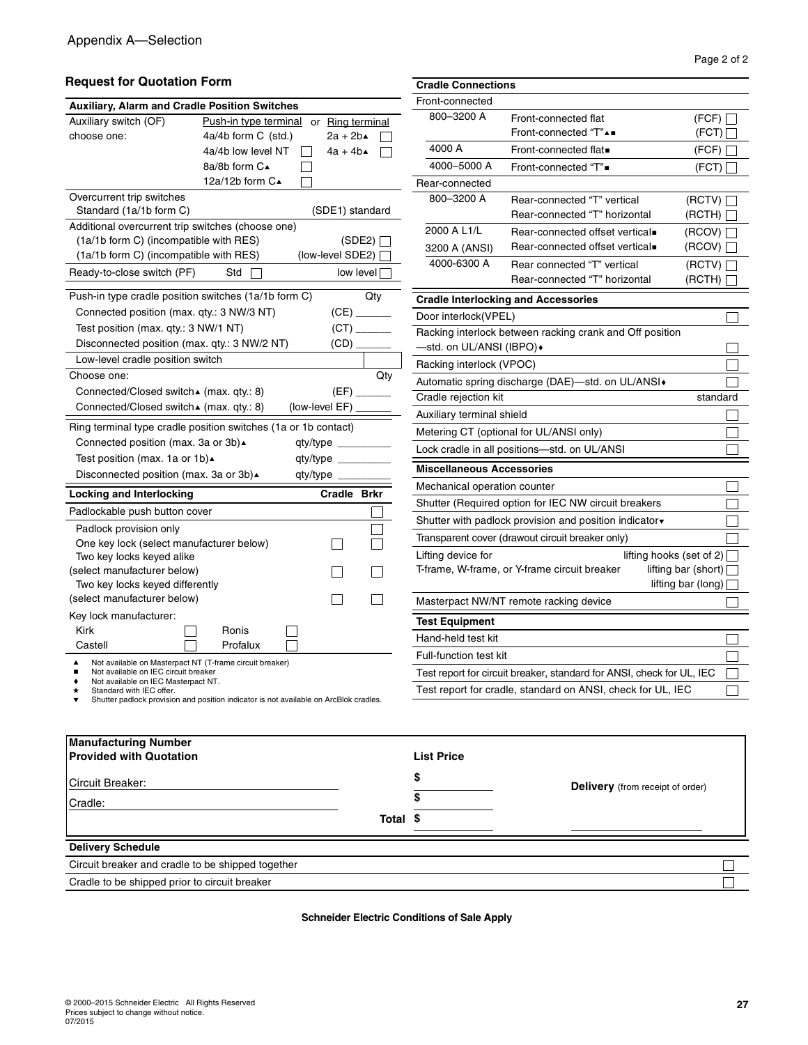Appendix A—Selection

## Request for Quotation Form

| Auxiliary, Alarm and Cradle Position Switches | | | |
|---|---|---|---|
| Auxiliary switch (OF) choose one: | Push-in type terminal | or | Ring terminal |
| | 4a/4b form C (std.) | | 2a + 2b▲ ☐ |
| | 4a/4b low level NT ☐ | | 4a + 4b▲ ☐ |
| | 8a/8b form C▲ ☐ | | |
| | 12a/12b form C▲ ☐ | | |
| Overcurrent trip switches Standard (1a/1b form C) | | | (SDE1) standard |
| Additional overcurrent trip switches (choose one) (1a/1b form C) (incompatible with RES) | | | (SDE2) ☐ |
| (1a/1b form C) (incompatible with RES) | | | (low-level SDE2) ☐ |
| Ready-to-close switch (PF) | Std ☐ | | low level ☐ |

| Push-in type cradle position switches (1a/1b form C) | Qty |
|---|---|
| Connected position (max. qty.: 3 NW/3 NT) | (CE) ______ |
| Test position (max. qty.: 3 NW/1 NT) | (CT) ______ |
| Disconnected position (max. qty.: 3 NW/2 NT) | (CD) ______ |
| Low-level cradle position switch | |
| Choose one: | Qty |
| Connected/Closed switch▲ (max. qty.: 8) | (EF) ______ |
| Connected/Closed switch▲ (max. qty.: 8) | (low-level EF) ______ |

| Ring terminal type cradle position switches (1a or 1b contact) | |
|---|---|
| Connected position (max. 3a or 3b)▲ | qty/type _________ |
| Test position (max. 1a or 1b)▲ | qty/type _________ |
| Disconnected position (max. 3a or 3b)▲ | qty/type _________ |

| Locking and Interlocking | Cradle | Brkr |
|---|---|---|
| Padlockable push button cover | | ☐ |
| Padlock provision only | | ☐ |
| One key lock (select manufacturer below) | ☐ | ☐ |
| Two key locks keyed alike (select manufacturer below) | ☐ | ☐ |
| Two key locks keyed differently (select manufacturer below) | ☐ | ☐ |

Key lock manufacturer:

| | | | |
|---|---|---|---|
| Kirk | ☐ | Ronis | ☐ |
| Castell | ☐ | Profalux | ☐ |

▲ Not available on Masterpact NT (T-frame circuit breaker)
■ Not available on IEC circuit breaker
♦ Not available on IEC Masterpact NT.
★ Standard with IEC offer.
▼ Shutter padlock provision and position indicator is not available on ArcBlok cradles.

| Cradle Connections | | |
|---|---|---|
| Front-connected | | |
| 800–3200 A | Front-connected flat | (FCF) ☐ |
| | Front-connected "T"▲■ | (FCT) ☐ |
| 4000 A | Front-connected flat■ | (FCF) ☐ |
| 4000–5000 A | Front-connected "T"■ | (FCT) ☐ |
| Rear-connected | | |
| 800–3200 A | Rear-connected "T" vertical | (RCTV) ☐ |
| | Rear-connected "T" horizontal | (RCTH) ☐ |
| 2000 A L1/L | Rear-connected offset vertical■ | (RCOV) ☐ |
| 3200 A (ANSI) | Rear-connected offset vertical■ | (RCOV) ☐ |
| 4000-6300 A | Rear connected "T" vertical | (RCTV) ☐ |
| | Rear-connected "T" horizontal | (RCTH) ☐ |

| Cradle Interlocking and Accessories | |
|---|---|
| Door interlock(VPEL) | ☐ |
| Racking interlock between racking crank and Off position —std. on UL/ANSI (IBPO)♦ | ☐ |
| Racking interlock (VPOC) | ☐ |
| Automatic spring discharge (DAE)—std. on UL/ANSI♦ | ☐ |
| Cradle rejection kit | standard |
| Auxiliary terminal shield | ☐ |
| Metering CT (optional for UL/ANSI only) | ☐ |
| Lock cradle in all positions—std. on UL/ANSI | ☐ |

| Miscellaneous Accessories | |
|---|---|
| Mechanical operation counter | ☐ |
| Shutter (Required option for IEC NW circuit breakers | ☐ |
| Shutter with padlock provision and position indicator▼ | ☐ |
| Transparent cover (drawout circuit breaker only) | ☐ |
| Lifting device for T-frame, W-frame, or Y-frame circuit breaker | lifting hooks (set of 2) ☐ |
| | lifting bar (short) ☐ |
| | lifting bar (long) ☐ |
| Masterpact NW/NT remote racking device | ☐ |

| Test Equipment | |
|---|---|
| Hand-held test kit | ☐ |
| Full-function test kit | ☐ |
| Test report for circuit breaker, standard for ANSI, check for UL, IEC | ☐ |
| Test report for cradle, standard on ANSI, check for UL, IEC | ☐ |

| Manufacturing Number Provided with Quotation | List Price | |
|---|---|---|
| Circuit Breaker: ____________ | $ ________ | **Delivery** (from receipt of order) |
| Cradle: ____________ | $ ________ | |
| Total | $ ________ | ____________ |

| Delivery Schedule | |
|---|---|
| Circuit breaker and cradle to be shipped together | ☐ |
| Cradle to be shipped prior to circuit breaker | ☐ |

**Schneider Electric Conditions of Sale Apply**

© 2000–2015 Schneider Electric All Rights Reserved
Prices subject to change without notice.
07/2015